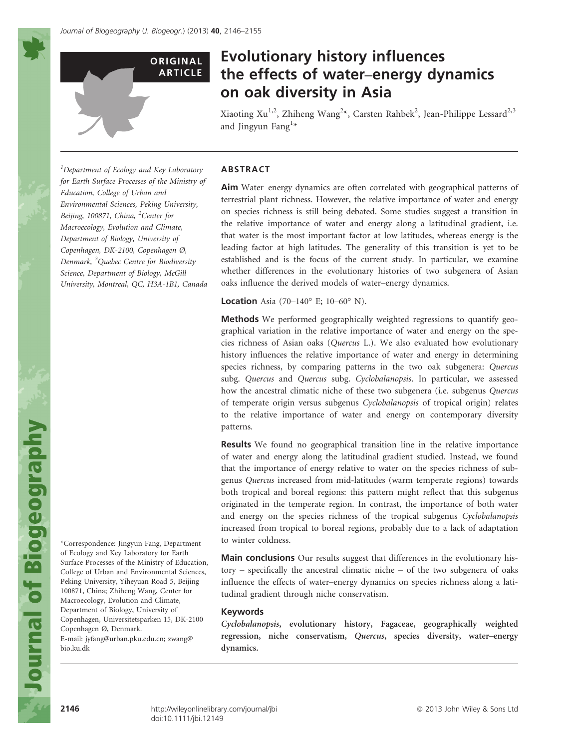ORIGINAL ARTICLE

# Evolutionary history influences the effects of water–energy dynamics on oak diversity in Asia

Xiaoting Xu[1,2], Zhiheng Wang[2]*, Carsten Rahbek[2], Jean-Philippe Lessard[2,3] and Jingyun Fang[1]*

[1]Department of Ecology and Key Laboratory for Earth Surface Processes of the Ministry of Education, College of Urban and Environmental Sciences, Peking University, Beijing, 100871, China, [2]Center for Macroecology, Evolution and Climate, Department of Biology, University of Copenhagen, DK-2100, Copenhagen Ø, Denmark, [3]Quebec Centre for Biodiversity Science, Department of Biology, McGill University, Montreal, QC, H3A-1B1, Canada

*Correspondence: Jingyun Fang, Department of Ecology and Key Laboratory for Earth Surface Processes of the Ministry of Education, College of Urban and Environmental Sciences, Peking University, Yiheyuan Road 5, Beijing 100871, China; Zhiheng Wang, Center for Macroecology, Evolution and Climate, Department of Biology, University of Copenhagen, Universitetsparken 15, DK-2100 Copenhagen Ø, Denmark.
E-mail: jyfang@urban.pku.edu.cn; zwang@bio.ku.dk

## ABSTRACT

**Aim** Water–energy dynamics are often correlated with geographical patterns of terrestrial plant richness. However, the relative importance of water and energy on species richness is still being debated. Some studies suggest a transition in the relative importance of water and energy along a latitudinal gradient, i.e. that water is the most important factor at low latitudes, whereas energy is the leading factor at high latitudes. The generality of this transition is yet to be established and is the focus of the current study. In particular, we examine whether differences in the evolutionary histories of two subgenera of Asian oaks influence the derived models of water–energy dynamics.

**Location** Asia (70–140° E; 10–60° N).

**Methods** We performed geographically weighted regressions to quantify geographical variation in the relative importance of water and energy on the species richness of Asian oaks (*Quercus* L.). We also evaluated how evolutionary history influences the relative importance of water and energy in determining species richness, by comparing patterns in the two oak subgenera: *Quercus* subg. *Quercus* and *Quercus* subg. *Cyclobalanopsis*. In particular, we assessed how the ancestral climatic niche of these two subgenera (i.e. subgenus *Quercus* of temperate origin versus subgenus *Cyclobalanopsis* of tropical origin) relates to the relative importance of water and energy on contemporary diversity patterns.

**Results** We found no geographical transition line in the relative importance of water and energy along the latitudinal gradient studied. Instead, we found that the importance of energy relative to water on the species richness of subgenus *Quercus* increased from mid-latitudes (warm temperate regions) towards both tropical and boreal regions: this pattern might reflect that this subgenus originated in the temperate region. In contrast, the importance of both water and energy on the species richness of the tropical subgenus *Cyclobalanopsis* increased from tropical to boreal regions, probably due to a lack of adaptation to winter coldness.

**Main conclusions** Our results suggest that differences in the evolutionary history – specifically the ancestral climatic niche – of the two subgenera of oaks influence the effects of water–energy dynamics on species richness along a latitudinal gradient through niche conservatism.

### Keywords

*Cyclobalanopsis*, evolutionary history, Fagaceae, geographically weighted regression, niche conservatism, *Quercus*, species diversity, water–energy dynamics.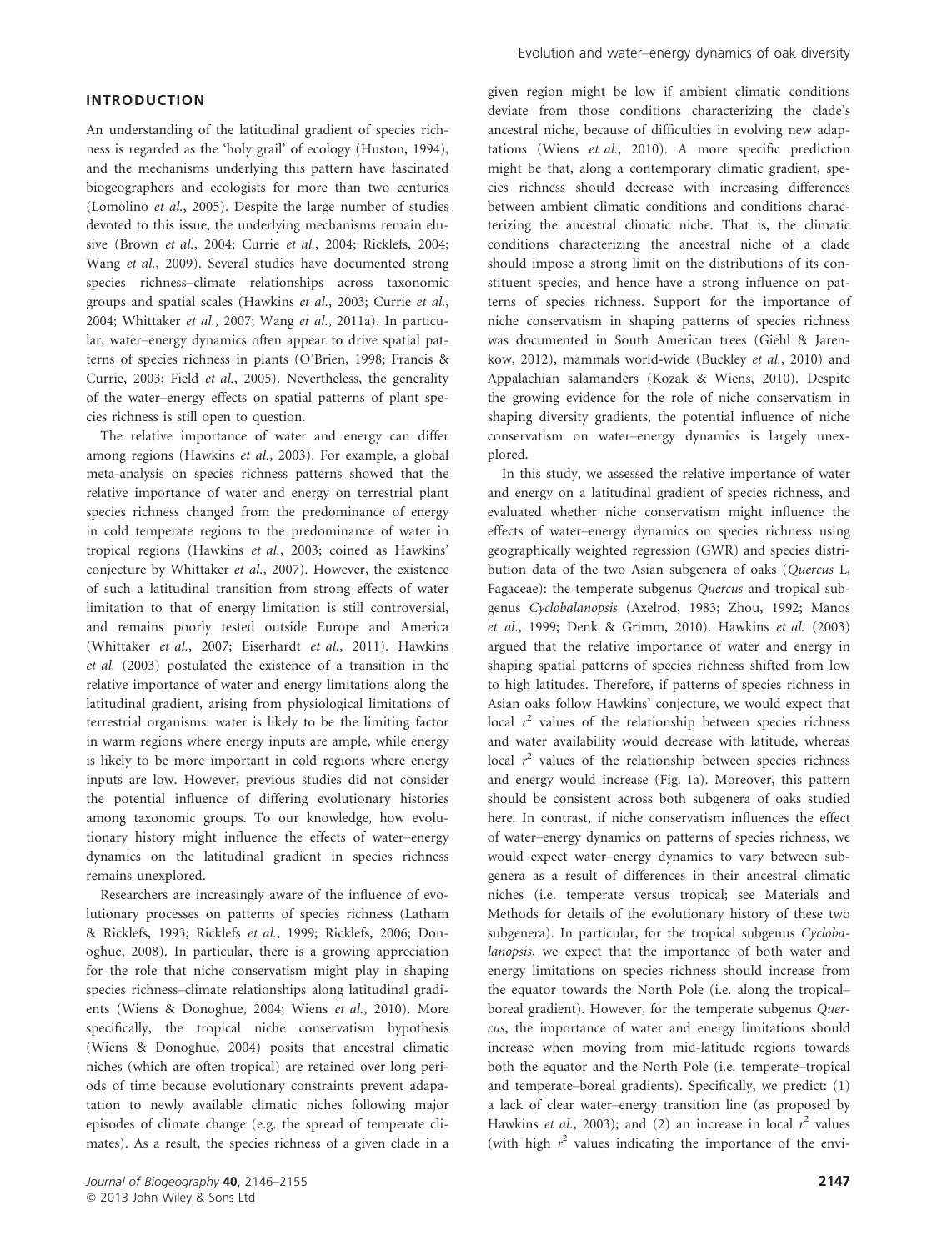## INTRODUCTION

An understanding of the latitudinal gradient of species richness is regarded as the 'holy grail' of ecology (Huston, 1994), and the mechanisms underlying this pattern have fascinated biogeographers and ecologists for more than two centuries (Lomolino *et al.*, 2005). Despite the large number of studies devoted to this issue, the underlying mechanisms remain elusive (Brown *et al.*, 2004; Currie *et al.*, 2004; Ricklefs, 2004; Wang *et al.*, 2009). Several studies have documented strong species richness–climate relationships across taxonomic groups and spatial scales (Hawkins *et al.*, 2003; Currie *et al.*, 2004; Whittaker *et al.*, 2007; Wang *et al.*, 2011a). In particular, water–energy dynamics often appear to drive spatial patterns of species richness in plants (O'Brien, 1998; Francis & Currie, 2003; Field *et al.*, 2005). Nevertheless, the generality of the water–energy effects on spatial patterns of plant species richness is still open to question.

The relative importance of water and energy can differ among regions (Hawkins *et al.*, 2003). For example, a global meta-analysis on species richness patterns showed that the relative importance of water and energy on terrestrial plant species richness changed from the predominance of energy in cold temperate regions to the predominance of water in tropical regions (Hawkins *et al.*, 2003; coined as Hawkins' conjecture by Whittaker *et al.*, 2007). However, the existence of such a latitudinal transition from strong effects of water limitation to that of energy limitation is still controversial, and remains poorly tested outside Europe and America (Whittaker *et al.*, 2007; Eiserhardt *et al.*, 2011). Hawkins *et al.* (2003) postulated the existence of a transition in the relative importance of water and energy limitations along the latitudinal gradient, arising from physiological limitations of terrestrial organisms: water is likely to be the limiting factor in warm regions where energy inputs are ample, while energy is likely to be more important in cold regions where energy inputs are low. However, previous studies did not consider the potential influence of differing evolutionary histories among taxonomic groups. To our knowledge, how evolutionary history might influence the effects of water–energy dynamics on the latitudinal gradient in species richness remains unexplored.

Researchers are increasingly aware of the influence of evolutionary processes on patterns of species richness (Latham & Ricklefs, 1993; Ricklefs *et al.*, 1999; Ricklefs, 2006; Donoghue, 2008). In particular, there is a growing appreciation for the role that niche conservatism might play in shaping species richness–climate relationships along latitudinal gradients (Wiens & Donoghue, 2004; Wiens *et al.*, 2010). More specifically, the tropical niche conservatism hypothesis (Wiens & Donoghue, 2004) posits that ancestral climatic niches (which are often tropical) are retained over long periods of time because evolutionary constraints prevent adaptation to newly available climatic niches following major episodes of climate change (e.g. the spread of temperate climates). As a result, the species richness of a given clade in a given region might be low if ambient climatic conditions deviate from those conditions characterizing the clade's ancestral niche, because of difficulties in evolving new adaptations (Wiens *et al.*, 2010). A more specific prediction might be that, along a contemporary climatic gradient, species richness should decrease with increasing differences between ambient climatic conditions and conditions characterizing the ancestral climatic niche. That is, the climatic conditions characterizing the ancestral niche of a clade should impose a strong limit on the distributions of its constituent species, and hence have a strong influence on patterns of species richness. Support for the importance of niche conservatism in shaping patterns of species richness was documented in South American trees (Giehl & Jarenkow, 2012), mammals world-wide (Buckley *et al.*, 2010) and Appalachian salamanders (Kozak & Wiens, 2010). Despite the growing evidence for the role of niche conservatism in shaping diversity gradients, the potential influence of niche conservatism on water–energy dynamics is largely unexplored.

In this study, we assessed the relative importance of water and energy on a latitudinal gradient of species richness, and evaluated whether niche conservatism might influence the effects of water–energy dynamics on species richness using geographically weighted regression (GWR) and species distribution data of the two Asian subgenera of oaks (*Quercus* L, Fagaceae): the temperate subgenus *Quercus* and tropical subgenus *Cyclobalanopsis* (Axelrod, 1983; Zhou, 1992; Manos *et al.*, 1999; Denk & Grimm, 2010). Hawkins *et al.* (2003) argued that the relative importance of water and energy in shaping spatial patterns of species richness shifted from low to high latitudes. Therefore, if patterns of species richness in Asian oaks follow Hawkins' conjecture, we would expect that local $r^2$ values of the relationship between species richness and water availability would decrease with latitude, whereas local $r^2$ values of the relationship between species richness and energy would increase (Fig. 1a). Moreover, this pattern should be consistent across both subgenera of oaks studied here. In contrast, if niche conservatism influences the effect of water–energy dynamics on patterns of species richness, we would expect water–energy dynamics to vary between subgenera as a result of differences in their ancestral climatic niches (i.e. temperate versus tropical; see Materials and Methods for details of the evolutionary history of these two subgenera). In particular, for the tropical subgenus *Cyclobalanopsis*, we expect that the importance of both water and energy limitations on species richness should increase from the equator towards the North Pole (i.e. along the tropical–boreal gradient). However, for the temperate subgenus *Quercus*, the importance of water and energy limitations should increase when moving from mid-latitude regions towards both the equator and the North Pole (i.e. temperate–tropical and temperate–boreal gradients). Specifically, we predict: (1) a lack of clear water–energy transition line (as proposed by Hawkins *et al.*, 2003); and (2) an increase in local $r^2$ values (with high $r^2$ values indicating the importance of the envi-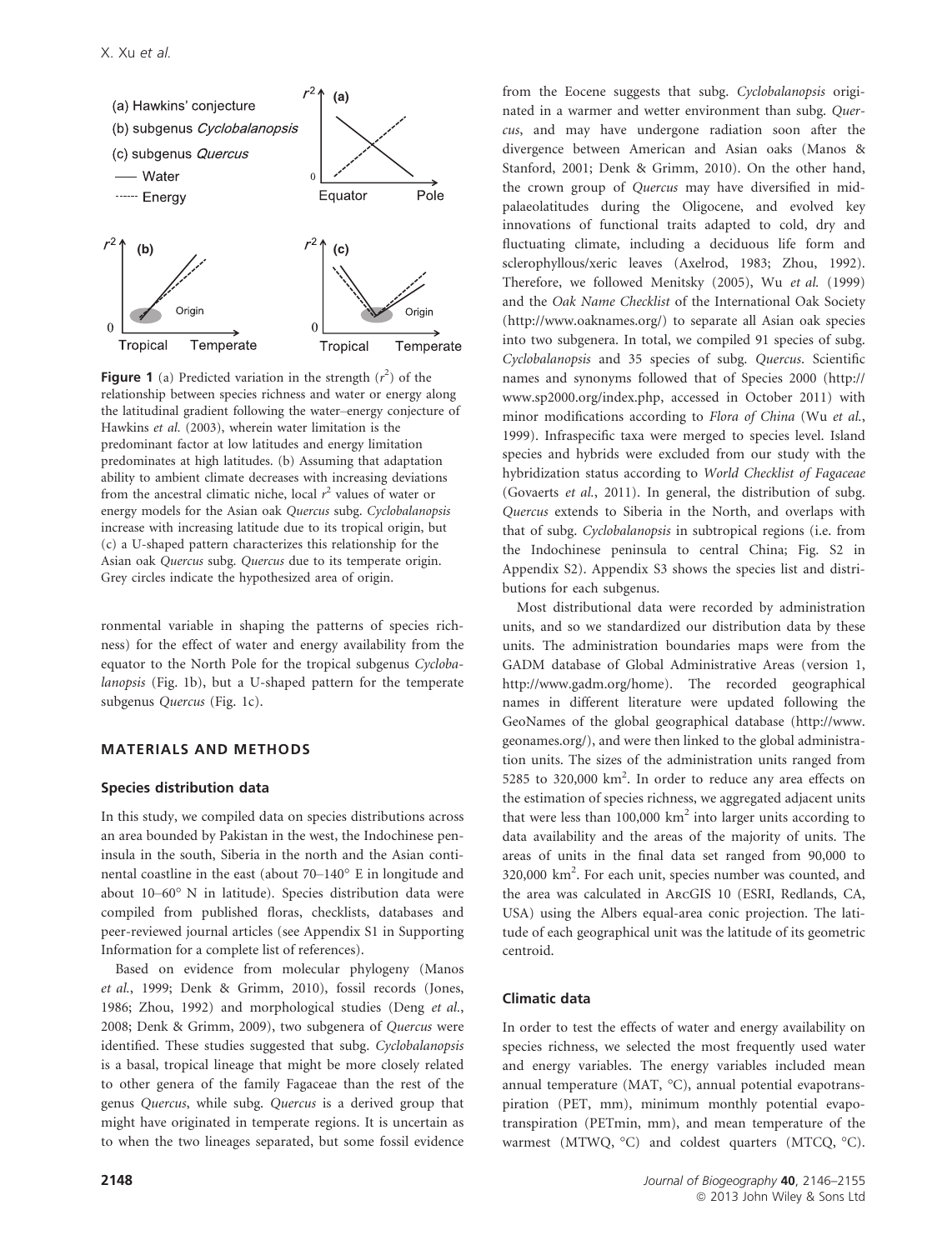(a) Hawkins' conjecture

(b) subgenus *Cyclobalanopsis*

(c) subgenus *Quercus*

—— Water

------ Energy

**Figure 1** (a) Predicted variation in the strength ($r^2$) of the relationship between species richness and water or energy along the latitudinal gradient following the water–energy conjecture of Hawkins *et al.* (2003), wherein water limitation is the predominant factor at low latitudes and energy limitation predominates at high latitudes. (b) Assuming that adaptation ability to ambient climate decreases with increasing deviations from the ancestral climatic niche, local $r^2$ values of water or energy models for the Asian oak *Quercus* subg. *Cyclobalanopsis* increase with increasing latitude due to its tropical origin, but (c) a U-shaped pattern characterizes this relationship for the Asian oak *Quercus* subg. *Quercus* due to its temperate origin. Grey circles indicate the hypothesized area of origin.

ronmental variable in shaping the patterns of species richness) for the effect of water and energy availability from the equator to the North Pole for the tropical subgenus *Cyclobalanopsis* (Fig. 1b), but a U-shaped pattern for the temperate subgenus *Quercus* (Fig. 1c).

## MATERIALS AND METHODS

### Species distribution data

In this study, we compiled data on species distributions across an area bounded by Pakistan in the west, the Indochinese peninsula in the south, Siberia in the north and the Asian continental coastline in the east (about 70–140° E in longitude and about 10–60° N in latitude). Species distribution data were compiled from published floras, checklists, databases and peer-reviewed journal articles (see Appendix S1 in Supporting Information for a complete list of references).

Based on evidence from molecular phylogeny (Manos *et al.*, 1999; Denk & Grimm, 2010), fossil records (Jones, 1986; Zhou, 1992) and morphological studies (Deng *et al.*, 2008; Denk & Grimm, 2009), two subgenera of *Quercus* were identified. These studies suggested that subg. *Cyclobalanopsis* is a basal, tropical lineage that might be more closely related to other genera of the family Fagaceae than the rest of the genus *Quercus*, while subg. *Quercus* is a derived group that might have originated in temperate regions. It is uncertain as to when the two lineages separated, but some fossil evidence from the Eocene suggests that subg. *Cyclobalanopsis* originated in a warmer and wetter environment than subg. *Quercus*, and may have undergone radiation soon after the divergence between American and Asian oaks (Manos & Stanford, 2001; Denk & Grimm, 2010). On the other hand, the crown group of *Quercus* may have diversified in mid-palaeolatitudes during the Oligocene, and evolved key innovations of functional traits adapted to cold, dry and fluctuating climate, including a deciduous life form and sclerophyllous/xeric leaves (Axelrod, 1983; Zhou, 1992). Therefore, we followed Menitsky (2005), Wu *et al.* (1999) and the *Oak Name Checklist* of the International Oak Society (http://www.oaknames.org/) to separate all Asian oak species into two subgenera. In total, we compiled 91 species of subg. *Cyclobalanopsis* and 35 species of subg. *Quercus*. Scientific names and synonyms followed that of Species 2000 (http://www.sp2000.org/index.php, accessed in October 2011) with minor modifications according to *Flora of China* (Wu *et al.*, 1999). Infraspecific taxa were merged to species level. Island species and hybrids were excluded from our study with the hybridization status according to *World Checklist of Fagaceae* (Govaerts *et al.*, 2011). In general, the distribution of subg. *Quercus* extends to Siberia in the North, and overlaps with that of subg. *Cyclobalanopsis* in subtropical regions (i.e. from the Indochinese peninsula to central China; Fig. S2 in Appendix S2). Appendix S3 shows the species list and distributions for each subgenus.

Most distributional data were recorded by administration units, and so we standardized our distribution data by these units. The administration boundaries maps were from the GADM database of Global Administrative Areas (version 1, http://www.gadm.org/home). The recorded geographical names in different literature were updated following the GeoNames of the global geographical database (http://www.geonames.org/), and were then linked to the global administration units. The sizes of the administration units ranged from 5285 to 320,000 km$^2$. In order to reduce any area effects on the estimation of species richness, we aggregated adjacent units that were less than 100,000 km$^2$ into larger units according to data availability and the areas of the majority of units. The areas of units in the final data set ranged from 90,000 to 320,000 km$^2$. For each unit, species number was counted, and the area was calculated in ArcGIS 10 (ESRI, Redlands, CA, USA) using the Albers equal-area conic projection. The latitude of each geographical unit was the latitude of its geometric centroid.

### Climatic data

In order to test the effects of water and energy availability on species richness, we selected the most frequently used water and energy variables. The energy variables included mean annual temperature (MAT, °C), annual potential evapotranspiration (PET, mm), minimum monthly potential evapotranspiration (PETmin, mm), and mean temperature of the warmest (MTWQ, °C) and coldest quarters (MTCQ, °C).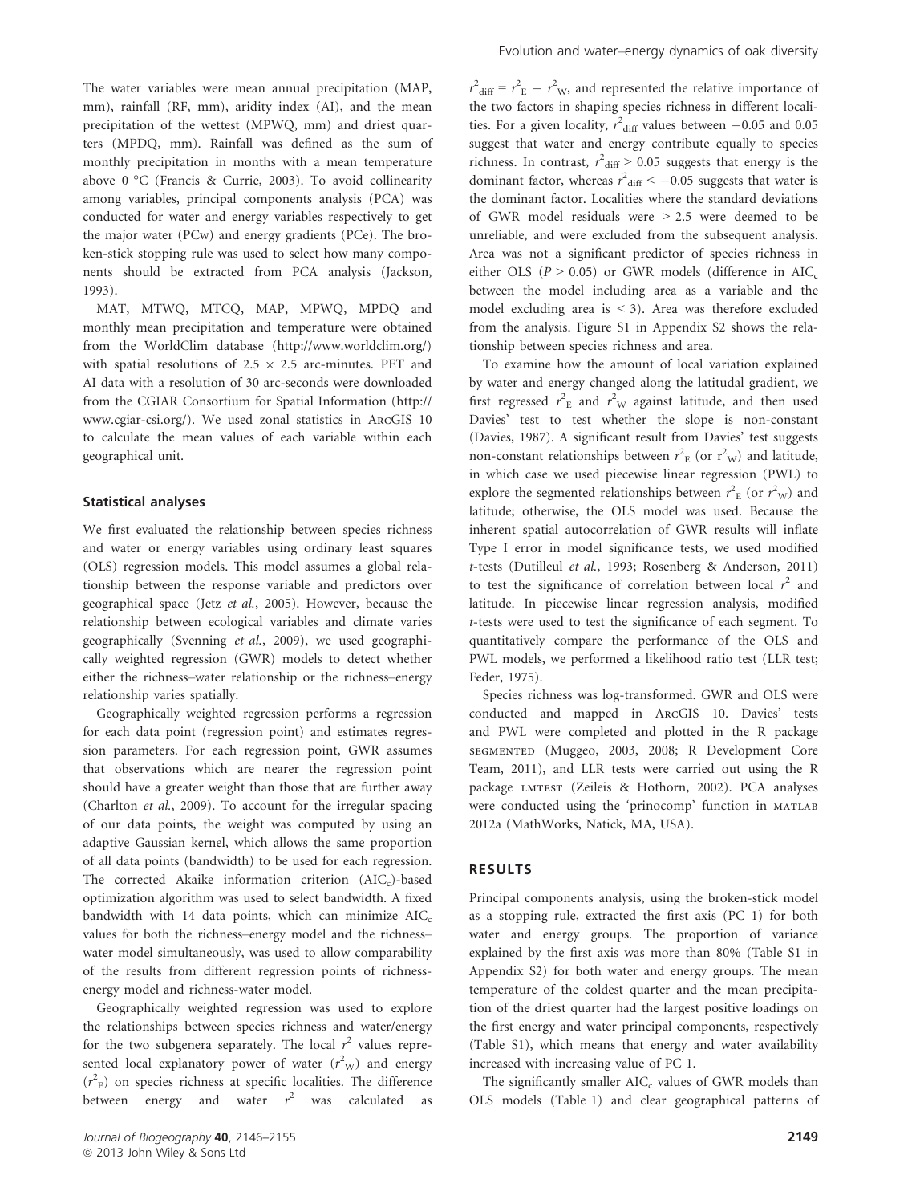The water variables were mean annual precipitation (MAP, mm), rainfall (RF, mm), aridity index (AI), and the mean precipitation of the wettest (MPWQ, mm) and driest quarters (MPDQ, mm). Rainfall was defined as the sum of monthly precipitation in months with a mean temperature above 0 °C (Francis & Currie, 2003). To avoid collinearity among variables, principal components analysis (PCA) was conducted for water and energy variables respectively to get the major water (PCw) and energy gradients (PCe). The broken-stick stopping rule was used to select how many components should be extracted from PCA analysis (Jackson, 1993).

MAT, MTWQ, MTCQ, MAP, MPWQ, MPDQ and monthly mean precipitation and temperature were obtained from the WorldClim database (http://www.worldclim.org/) with spatial resolutions of $2.5 \times 2.5$ arc-minutes. PET and AI data with a resolution of 30 arc-seconds were downloaded from the CGIAR Consortium for Spatial Information (http://www.cgiar-csi.org/). We used zonal statistics in ArcGIS 10 to calculate the mean values of each variable within each geographical unit.

### Statistical analyses

We first evaluated the relationship between species richness and water or energy variables using ordinary least squares (OLS) regression models. This model assumes a global relationship between the response variable and predictors over geographical space (Jetz *et al.*, 2005). However, because the relationship between ecological variables and climate varies geographically (Svenning *et al.*, 2009), we used geographically weighted regression (GWR) models to detect whether either the richness–water relationship or the richness–energy relationship varies spatially.

Geographically weighted regression performs a regression for each data point (regression point) and estimates regression parameters. For each regression point, GWR assumes that observations which are nearer the regression point should have a greater weight than those that are further away (Charlton *et al.*, 2009). To account for the irregular spacing of our data points, the weight was computed by using an adaptive Gaussian kernel, which allows the same proportion of all data points (bandwidth) to be used for each regression. The corrected Akaike information criterion ($AIC_c$)-based optimization algorithm was used to select bandwidth. A fixed bandwidth with 14 data points, which can minimize $AIC_c$ values for both the richness–energy model and the richness–water model simultaneously, was used to allow comparability of the results from different regression points of richness-energy model and richness-water model.

Geographically weighted regression was used to explore the relationships between species richness and water/energy for the two subgenera separately. The local $r^2$ values represented local explanatory power of water ($r^2_W$) and energy ($r^2_E$) on species richness at specific localities. The difference between energy and water $r^2$ was calculated as $r^2_{diff} = r^2_E - r^2_W$, and represented the relative importance of the two factors in shaping species richness in different localities. For a given locality, $r^2_{diff}$ values between $-0.05$ and 0.05 suggest that water and energy contribute equally to species richness. In contrast, $r^2_{diff} > 0.05$ suggests that energy is the dominant factor, whereas $r^2_{diff} < -0.05$ suggests that water is the dominant factor. Localities where the standard deviations of GWR model residuals were $> 2.5$ were deemed to be unreliable, and were excluded from the subsequent analysis. Area was not a significant predictor of species richness in either OLS ($P > 0.05$) or GWR models (difference in $AIC_c$ between the model including area as a variable and the model excluding area is $< 3$). Area was therefore excluded from the analysis. Figure S1 in Appendix S2 shows the relationship between species richness and area.

To examine how the amount of local variation explained by water and energy changed along the latitudal gradient, we first regressed $r^2_E$ and $r^2_W$ against latitude, and then used Davies' test to test whether the slope is non-constant (Davies, 1987). A significant result from Davies' test suggests non-constant relationships between $r^2_E$ (or $r^2_W$) and latitude, in which case we used piecewise linear regression (PWL) to explore the segmented relationships between $r^2_E$ (or $r^2_W$) and latitude; otherwise, the OLS model was used. Because the inherent spatial autocorrelation of GWR results will inflate Type I error in model significance tests, we used modified *t*-tests (Dutilleul *et al.*, 1993; Rosenberg & Anderson, 2011) to test the significance of correlation between local $r^2$ and latitude. In piecewise linear regression analysis, modified *t*-tests were used to test the significance of each segment. To quantitatively compare the performance of the OLS and PWL models, we performed a likelihood ratio test (LLR test; Feder, 1975).

Species richness was log-transformed. GWR and OLS were conducted and mapped in ArcGIS 10. Davies' tests and PWL were completed and plotted in the R package segmented (Muggeo, 2003, 2008; R Development Core Team, 2011), and LLR tests were carried out using the R package lmtest (Zeileis & Hothorn, 2002). PCA analyses were conducted using the 'prinocomp' function in matlab 2012a (MathWorks, Natick, MA, USA).

## RESULTS

Principal components analysis, using the broken-stick model as a stopping rule, extracted the first axis (PC 1) for both water and energy groups. The proportion of variance explained by the first axis was more than 80% (Table S1 in Appendix S2) for both water and energy groups. The mean temperature of the coldest quarter and the mean precipitation of the driest quarter had the largest positive loadings on the first energy and water principal components, respectively (Table S1), which means that energy and water availability increased with increasing value of PC 1.

The significantly smaller $AIC_c$ values of GWR models than OLS models (Table 1) and clear geographical patterns of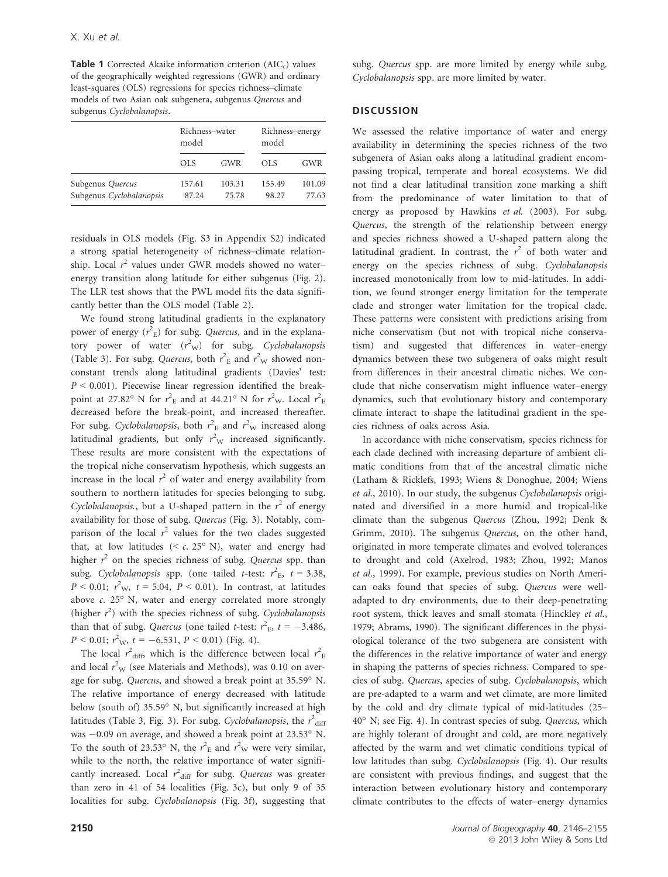**Table 1** Corrected Akaike information criterion ($AIC_c$) values of the geographically weighted regressions (GWR) and ordinary least-squares (OLS) regressions for species richness–climate models of two Asian oak subgenera, subgenus *Quercus* and subgenus *Cyclobalanopsis*.

| | Richness–water model | | Richness–energy model | |
|---|---|---|---|---|
| | OLS | GWR | OLS | GWR |
| Subgenus *Quercus* | 157.61 | 103.31 | 155.49 | 101.09 |
| Subgenus *Cyclobalanopsis* | 87.24 | 75.78 | 98.27 | 77.63 |

residuals in OLS models (Fig. S3 in Appendix S2) indicated a strong spatial heterogeneity of richness–climate relationship. Local $r^2$ values under GWR models showed no water–energy transition along latitude for either subgenus (Fig. 2). The LLR test shows that the PWL model fits the data significantly better than the OLS model (Table 2).

We found strong latitudinal gradients in the explanatory power of energy ($r^2_E$) for subg. *Quercus*, and in the explanatory power of water ($r^2_W$) for subg. *Cyclobalanopsis* (Table 3). For subg. *Quercus*, both $r^2_E$ and $r^2_W$ showed non-constant trends along latitudinal gradients (Davies' test: $P < 0.001$). Piecewise linear regression identified the break-point at 27.82° N for $r^2_E$ and at 44.21° N for $r^2_W$. Local $r^2_E$ decreased before the break-point, and increased thereafter. For subg. *Cyclobalanopsis*, both $r^2_E$ and $r^2_W$ increased along latitudinal gradients, but only $r^2_W$ increased significantly. These results are more consistent with the expectations of the tropical niche conservatism hypothesis, which suggests an increase in the local $r^2$ of water and energy availability from southern to northern latitudes for species belonging to subg. *Cyclobalanopsis.*, but a U-shaped pattern in the $r^2$ of energy availability for those of subg. *Quercus* (Fig. 3). Notably, comparison of the local $r^2$ values for the two clades suggested that, at low latitudes (< c. 25° N), water and energy had higher $r^2$ on the species richness of subg. *Quercus* spp. than subg. *Cyclobalanopsis* spp. (one tailed *t*-test: $r^2_E$, $t = 3.38$, $P < 0.01$; $r^2_W$, $t = 5.04$, $P < 0.01$). In contrast, at latitudes above c. 25° N, water and energy correlated more strongly (higher $r^2$) with the species richness of subg. *Cyclobalanopsis* than that of subg. *Quercus* (one tailed *t*-test: $r^2_E$, $t = -3.486$, $P < 0.01$; $r^2_W$, $t = -6.531$, $P < 0.01$) (Fig. 4).

The local $r^2_{diff}$, which is the difference between local $r^2_E$ and local $r^2_W$ (see Materials and Methods), was 0.10 on average for subg. *Quercus*, and showed a break point at 35.59° N. The relative importance of energy decreased with latitude below (south of) 35.59° N, but significantly increased at high latitudes (Table 3, Fig. 3). For subg. *Cyclobalanopsis*, the $r^2_{diff}$ was −0.09 on average, and showed a break point at 23.53° N. To the south of 23.53° N, the $r^2_E$ and $r^2_W$ were very similar, while to the north, the relative importance of water significantly increased. Local $r^2_{diff}$ for subg. *Quercus* was greater than zero in 41 of 54 localities (Fig. 3c), but only 9 of 35 localities for subg. *Cyclobalanopsis* (Fig. 3f), suggesting that subg. *Quercus* spp. are more limited by energy while subg. *Cyclobalanopsis* spp. are more limited by water.

## DISCUSSION

We assessed the relative importance of water and energy availability in determining the species richness of the two subgenera of Asian oaks along a latitudinal gradient encompassing tropical, temperate and boreal ecosystems. We did not find a clear latitudinal transition zone marking a shift from the predominance of water limitation to that of energy as proposed by Hawkins *et al.* (2003). For subg. *Quercus*, the strength of the relationship between energy and species richness showed a U-shaped pattern along the latitudinal gradient. In contrast, the $r^2$ of both water and energy on the species richness of subg. *Cyclobalanopsis* increased monotonically from low to mid-latitudes. In addition, we found stronger energy limitation for the temperate clade and stronger water limitation for the tropical clade. These patterns were consistent with predictions arising from niche conservatism (but not with tropical niche conservatism) and suggested that differences in water–energy dynamics between these two subgenera of oaks might result from differences in their ancestral climatic niches. We conclude that niche conservatism might influence water–energy dynamics, such that evolutionary history and contemporary climate interact to shape the latitudinal gradient in the species richness of oaks across Asia.

In accordance with niche conservatism, species richness for each clade declined with increasing departure of ambient climatic conditions from that of the ancestral climatic niche (Latham & Ricklefs, 1993; Wiens & Donoghue, 2004; Wiens *et al.*, 2010). In our study, the subgenus *Cyclobalanopsis* originated and diversified in a more humid and tropical-like climate than the subgenus *Quercus* (Zhou, 1992; Denk & Grimm, 2010). The subgenus *Quercus*, on the other hand, originated in more temperate climates and evolved tolerances to drought and cold (Axelrod, 1983; Zhou, 1992; Manos *et al.*, 1999). For example, previous studies on North American oaks found that species of subg. *Quercus* were well-adapted to dry environments, due to their deep-penetrating root system, thick leaves and small stomata (Hinckley *et al.*, 1979; Abrams, 1990). The significant differences in the physiological tolerance of the two subgenera are consistent with the differences in the relative importance of water and energy in shaping the patterns of species richness. Compared to species of subg. *Quercus*, species of subg. *Cyclobalanopsis*, which are pre-adapted to a warm and wet climate, are more limited by the cold and dry climate typical of mid-latitudes (25–40° N; see Fig. 4). In contrast species of subg. *Quercus*, which are highly tolerant of drought and cold, are more negatively affected by the warm and wet climatic conditions typical of low latitudes than subg. *Cyclobalanopsis* (Fig. 4). Our results are consistent with previous findings, and suggest that the interaction between evolutionary history and contemporary climate contributes to the effects of water–energy dynamics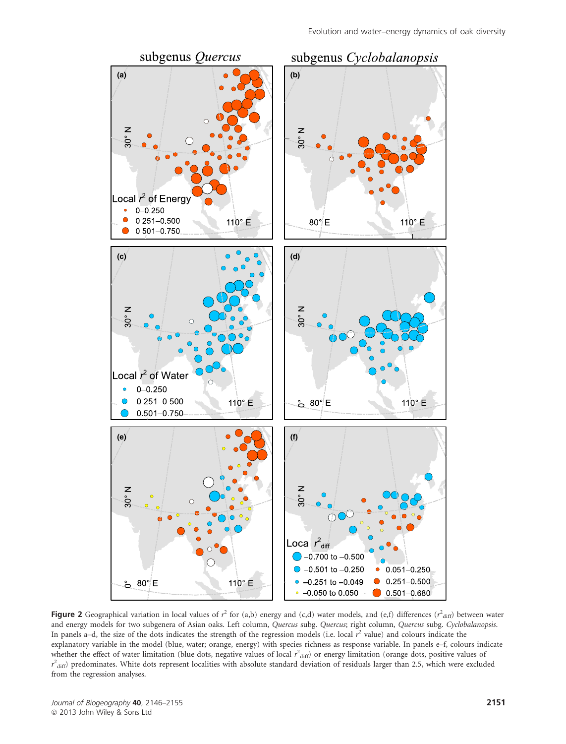**Figure 2** Geographical variation in local values of $r^2$ for (a,b) energy and (c,d) water models, and (e,f) differences ($r^2_{diff}$) between water and energy models for two subgenera of Asian oaks. Left column, *Quercus* subg. *Quercus*; right column, *Quercus* subg. *Cyclobalanopsis*. In panels a–d, the size of the dots indicates the strength of the regression models (i.e. local $r^2$ value) and colours indicate the explanatory variable in the model (blue, water; orange, energy) with species richness as response variable. In panels e–f, colours indicate whether the effect of water limitation (blue dots, negative values of local $r^2_{diff}$) or energy limitation (orange dots, positive values of $r^2_{diff}$) predominates. White dots represent localities with absolute standard deviation of residuals larger than 2.5, which were excluded from the regression analyses.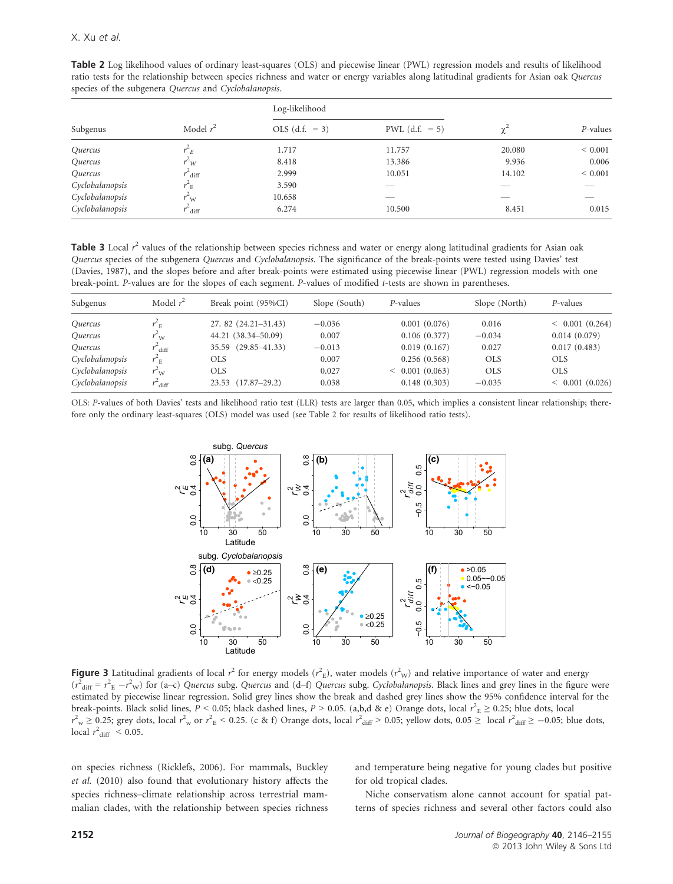**Table 2** Log likelihood values of ordinary least-squares (OLS) and piecewise linear (PWL) regression models and results of likelihood ratio tests for the relationship between species richness and water or energy variables along latitudinal gradients for Asian oak *Quercus* species of the subgenera *Quercus* and *Cyclobalanopsis*.

| Subgenus | Model $r^2$ | Log-likelihood | | $\chi^2$ | *P*-values |
|---|---|---|---|---|---|
| | | OLS (d.f. = 3) | PWL (d.f. = 5) | | |
| *Quercus* | $r^2_E$ | 1.717 | 11.757 | 20.080 | < 0.001 |
| *Quercus* | $r^2_W$ | 8.418 | 13.386 | 9.936 | 0.006 |
| *Quercus* | $r^2_{\text{diff}}$ | 2.999 | 10.051 | 14.102 | < 0.001 |
| *Cyclobalanopsis* | $r^2_{\text{E}}$ | 3.590 | — | — | — |
| *Cyclobalanopsis* | $r^2_{\text{W}}$ | 10.658 | — | — | — |
| *Cyclobalanopsis* | $r^2_{\text{diff}}$ | 6.274 | 10.500 | 8.451 | 0.015 |

**Table 3** Local $r^2$ values of the relationship between species richness and water or energy along latitudinal gradients for Asian oak *Quercus* species of the subgenera *Quercus* and *Cyclobalanopsis*. The significance of the break-points were tested using Davies' test (Davies, 1987), and the slopes before and after break-points were estimated using piecewise linear (PWL) regression models with one break-point. *P*-values are for the slopes of each segment. *P*-values of modified *t*-tests are shown in parentheses.

| Subgenus | Model $r^2$ | Break point (95%CI) | Slope (South) | *P*-values | Slope (North) | *P*-values |
|---|---|---|---|---|---|---|
| *Quercus* | $r^2_{\text{E}}$ | 27. 82 (24.21–31.43) | −0.036 | 0.001 (0.076) | 0.016 | < 0.001 (0.264) |
| *Quercus* | $r^2_{\text{W}}$ | 44.21 (38.34–50.09) | 0.007 | 0.106 (0.377) | −0.034 | 0.014 (0.079) |
| *Quercus* | $r^2_{\text{diff}}$ | 35.59 (29.85–41.33) | −0.013 | 0.019 (0.167) | 0.027 | 0.017 (0.483) |
| *Cyclobalanopsis* | $r^2_{\text{E}}$ | OLS | 0.007 | 0.256 (0.568) | OLS | OLS |
| *Cyclobalanopsis* | $r^2_{\text{W}}$ | OLS | 0.027 | < 0.001 (0.063) | OLS | OLS |
| *Cyclobalanopsis* | $r^2_{\text{diff}}$ | 23.53 (17.87–29.2) | 0.038 | 0.148 (0.303) | −0.035 | < 0.001 (0.026) |

OLS: *P*-values of both Davies' tests and likelihood ratio test (LLR) tests are larger than 0.05, which implies a consistent linear relationship; therefore only the ordinary least-squares (OLS) model was used (see Table 2 for results of likelihood ratio tests).

**Figure 3** Latitudinal gradients of local $r^2$ for energy models ($r^2_{\text{E}}$), water models ($r^2_{\text{W}}$) and relative importance of water and energy ($r^2_{\text{diff}} = r^2_{\text{E}} - r^2_{\text{W}}$) for (a–c) *Quercus* subg. *Quercus* and (d–f) *Quercus* subg. *Cyclobalanopsis*. Black lines and grey lines in the figure were estimated by piecewise linear regression. Solid grey lines show the break and dashed grey lines show the 95% confidence interval for the break-points. Black solid lines, $P < 0.05$; black dashed lines, $P > 0.05$. (a,b,d & e) Orange dots, local $r^2_{\text{E}} \geq 0.25$; blue dots, local $r^2_{\text{W}} \geq 0.25$; grey dots, local $r^2_{\text{W}}$ or $r^2_{\text{E}} < 0.25$. (c & f) Orange dots, local $r^2_{\text{diff}} > 0.05$; yellow dots, $0.05 \geq$ local $r^2_{\text{diff}} \geq -0.05$; blue dots, local $r^2_{\text{diff}} < 0.05$.

on species richness (Ricklefs, 2006). For mammals, Buckley *et al.* (2010) also found that evolutionary history affects the species richness–climate relationship across terrestrial mammalian clades, with the relationship between species richness and temperature being negative for young clades but positive for old tropical clades.

Niche conservatism alone cannot account for spatial patterns of species richness and several other factors could also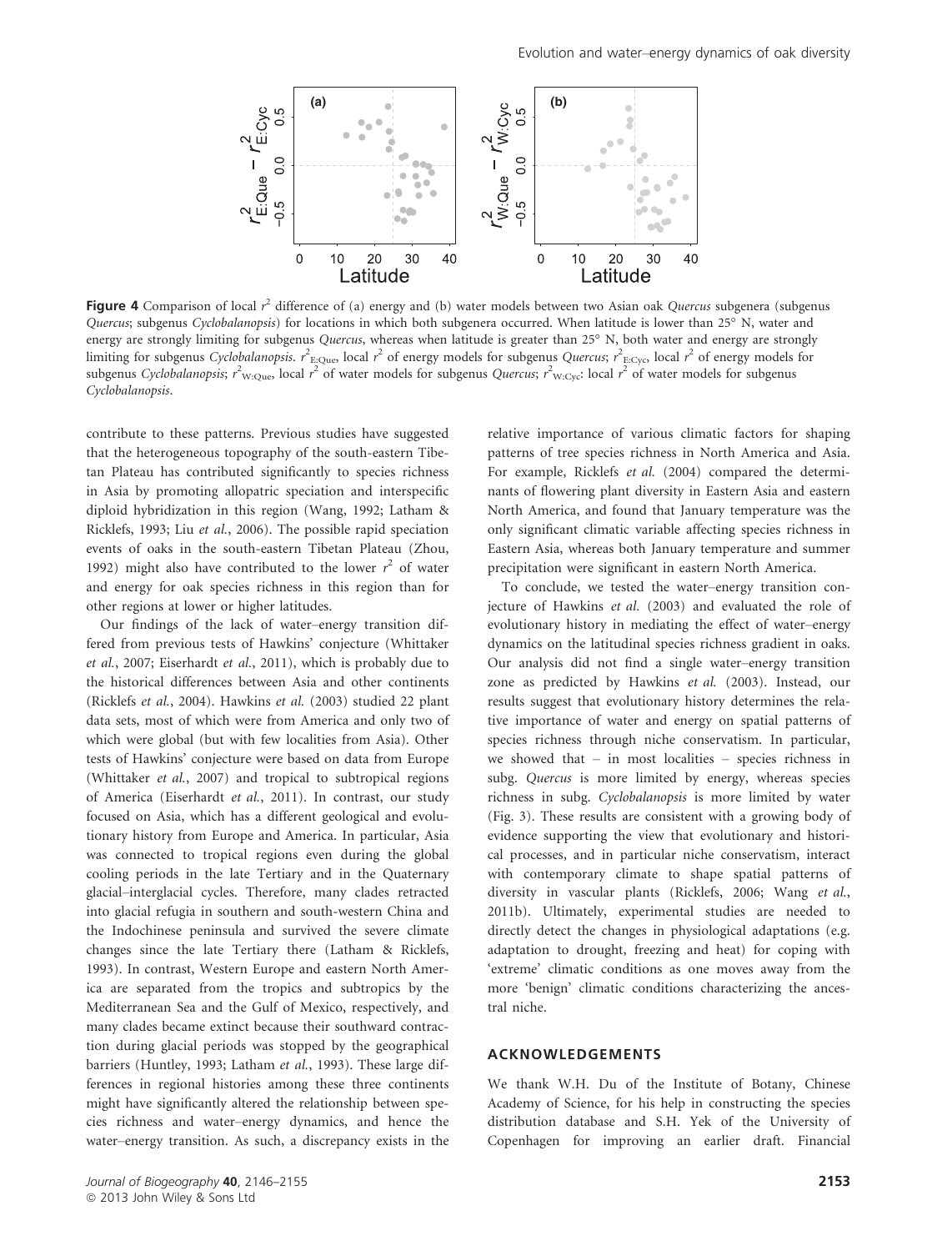**Figure 4** Comparison of local $r^2$ difference of (a) energy and (b) water models between two Asian oak *Quercus* subgenera (subgenus *Quercus*; subgenus *Cyclobalanopsis*) for locations in which both subgenera occurred. When latitude is lower than 25° N, water and energy are strongly limiting for subgenus *Quercus*, whereas when latitude is greater than 25° N, both water and energy are strongly limiting for subgenus *Cyclobalanopsis*. $r^2_{E:Que}$, local $r^2$ of energy models for subgenus *Quercus*; $r^2_{E:Cyc}$, local $r^2$ of energy models for subgenus *Cyclobalanopsis*; $r^2_{W:Que}$, local $r^2$ of water models for subgenus *Quercus*; $r^2_{W:Cyc}$: local $r^2$ of water models for subgenus *Cyclobalanopsis*.

contribute to these patterns. Previous studies have suggested that the heterogeneous topography of the south-eastern Tibetan Plateau has contributed significantly to species richness in Asia by promoting allopatric speciation and interspecific diploid hybridization in this region (Wang, 1992; Latham & Ricklefs, 1993; Liu *et al.*, 2006). The possible rapid speciation events of oaks in the south-eastern Tibetan Plateau (Zhou, 1992) might also have contributed to the lower $r^2$ of water and energy for oak species richness in this region than for other regions at lower or higher latitudes.

Our findings of the lack of water–energy transition differed from previous tests of Hawkins' conjecture (Whittaker *et al.*, 2007; Eiserhardt *et al.*, 2011), which is probably due to the historical differences between Asia and other continents (Ricklefs *et al.*, 2004). Hawkins *et al.* (2003) studied 22 plant data sets, most of which were from America and only two of which were global (but with few localities from Asia). Other tests of Hawkins' conjecture were based on data from Europe (Whittaker *et al.*, 2007) and tropical to subtropical regions of America (Eiserhardt *et al.*, 2011). In contrast, our study focused on Asia, which has a different geological and evolutionary history from Europe and America. In particular, Asia was connected to tropical regions even during the global cooling periods in the late Tertiary and in the Quaternary glacial–interglacial cycles. Therefore, many clades retracted into glacial refugia in southern and south-western China and the Indochinese peninsula and survived the severe climate changes since the late Tertiary there (Latham & Ricklefs, 1993). In contrast, Western Europe and eastern North America are separated from the tropics and subtropics by the Mediterranean Sea and the Gulf of Mexico, respectively, and many clades became extinct because their southward contraction during glacial periods was stopped by the geographical barriers (Huntley, 1993; Latham *et al.*, 1993). These large differences in regional histories among these three continents might have significantly altered the relationship between species richness and water–energy dynamics, and hence the water–energy transition. As such, a discrepancy exists in the relative importance of various climatic factors for shaping patterns of tree species richness in North America and Asia. For example, Ricklefs *et al.* (2004) compared the determinants of flowering plant diversity in Eastern Asia and eastern North America, and found that January temperature was the only significant climatic variable affecting species richness in Eastern Asia, whereas both January temperature and summer precipitation were significant in eastern North America.

To conclude, we tested the water–energy transition conjecture of Hawkins *et al.* (2003) and evaluated the role of evolutionary history in mediating the effect of water–energy dynamics on the latitudinal species richness gradient in oaks. Our analysis did not find a single water–energy transition zone as predicted by Hawkins *et al.* (2003). Instead, our results suggest that evolutionary history determines the relative importance of water and energy on spatial patterns of species richness through niche conservatism. In particular, we showed that – in most localities – species richness in subg. *Quercus* is more limited by energy, whereas species richness in subg. *Cyclobalanopsis* is more limited by water (Fig. 3). These results are consistent with a growing body of evidence supporting the view that evolutionary and historical processes, and in particular niche conservatism, interact with contemporary climate to shape spatial patterns of diversity in vascular plants (Ricklefs, 2006; Wang *et al.*, 2011b). Ultimately, experimental studies are needed to directly detect the changes in physiological adaptations (e.g. adaptation to drought, freezing and heat) for coping with 'extreme' climatic conditions as one moves away from the more 'benign' climatic conditions characterizing the ancestral niche.

## ACKNOWLEDGEMENTS

We thank W.H. Du of the Institute of Botany, Chinese Academy of Science, for his help in constructing the species distribution database and S.H. Yek of the University of Copenhagen for improving an earlier draft. Financial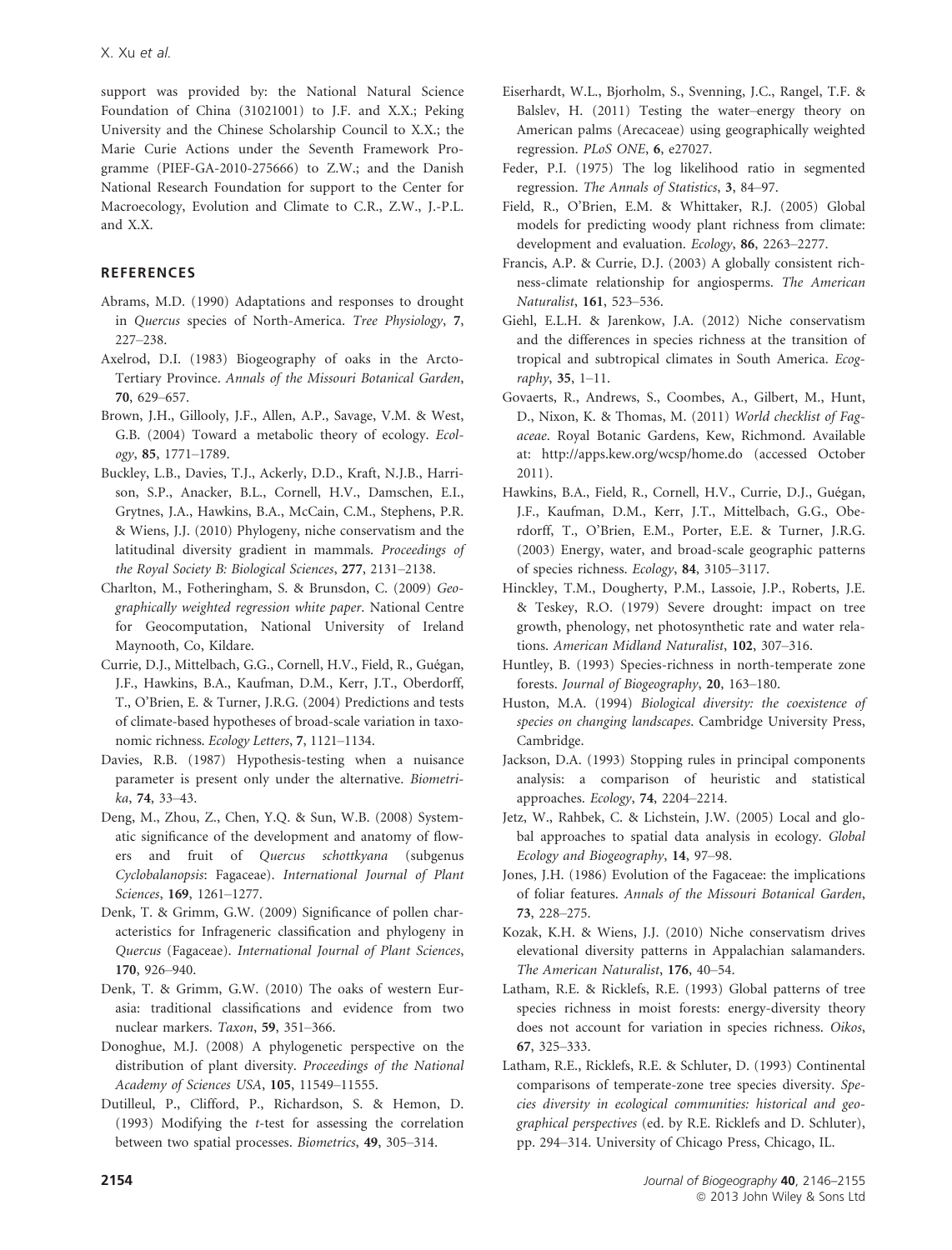support was provided by: the National Natural Science Foundation of China (31021001) to J.F. and X.X.; Peking University and the Chinese Scholarship Council to X.X.; the Marie Curie Actions under the Seventh Framework Programme (PIEF-GA-2010-275666) to Z.W.; and the Danish National Research Foundation for support to the Center for Macroecology, Evolution and Climate to C.R., Z.W., J.-P.L. and X.X.

## REFERENCES

Abrams, M.D. (1990) Adaptations and responses to drought in *Quercus* species of North-America. *Tree Physiology*, **7**, 227–238.

Axelrod, D.I. (1983) Biogeography of oaks in the Arcto-Tertiary Province. *Annals of the Missouri Botanical Garden*, **70**, 629–657.

Brown, J.H., Gillooly, J.F., Allen, A.P., Savage, V.M. & West, G.B. (2004) Toward a metabolic theory of ecology. *Ecology*, **85**, 1771–1789.

Buckley, L.B., Davies, T.J., Ackerly, D.D., Kraft, N.J.B., Harrison, S.P., Anacker, B.L., Cornell, H.V., Damschen, E.I., Grytnes, J.A., Hawkins, B.A., McCain, C.M., Stephens, P.R. & Wiens, J.J. (2010) Phylogeny, niche conservatism and the latitudinal diversity gradient in mammals. *Proceedings of the Royal Society B: Biological Sciences*, **277**, 2131–2138.

Charlton, M., Fotheringham, S. & Brunsdon, C. (2009) *Geographically weighted regression white paper*. National Centre for Geocomputation, National University of Ireland Maynooth, Co, Kildare.

Currie, D.J., Mittelbach, G.G., Cornell, H.V., Field, R., Guégan, J.F., Hawkins, B.A., Kaufman, D.M., Kerr, J.T., Oberdorff, T., O'Brien, E. & Turner, J.R.G. (2004) Predictions and tests of climate-based hypotheses of broad-scale variation in taxonomic richness. *Ecology Letters*, **7**, 1121–1134.

Davies, R.B. (1987) Hypothesis-testing when a nuisance parameter is present only under the alternative. *Biometrika*, **74**, 33–43.

Deng, M., Zhou, Z., Chen, Y.Q. & Sun, W.B. (2008) Systematic significance of the development and anatomy of flowers and fruit of *Quercus schottkyana* (subgenus *Cyclobalanopsis*: Fagaceae). *International Journal of Plant Sciences*, **169**, 1261–1277.

Denk, T. & Grimm, G.W. (2009) Significance of pollen characteristics for Infrageneric classification and phylogeny in *Quercus* (Fagaceae). *International Journal of Plant Sciences*, **170**, 926–940.

Denk, T. & Grimm, G.W. (2010) The oaks of western Eurasia: traditional classifications and evidence from two nuclear markers. *Taxon*, **59**, 351–366.

Donoghue, M.J. (2008) A phylogenetic perspective on the distribution of plant diversity. *Proceedings of the National Academy of Sciences USA*, **105**, 11549–11555.

Dutilleul, P., Clifford, P., Richardson, S. & Hemon, D. (1993) Modifying the *t*-test for assessing the correlation between two spatial processes. *Biometrics*, **49**, 305–314.

Eiserhardt, W.L., Bjorholm, S., Svenning, J.C., Rangel, T.F. & Balslev, H. (2011) Testing the water–energy theory on American palms (Arecaceae) using geographically weighted regression. *PLoS ONE*, **6**, e27027.

Feder, P.I. (1975) The log likelihood ratio in segmented regression. *The Annals of Statistics*, **3**, 84–97.

Field, R., O'Brien, E.M. & Whittaker, R.J. (2005) Global models for predicting woody plant richness from climate: development and evaluation. *Ecology*, **86**, 2263–2277.

Francis, A.P. & Currie, D.J. (2003) A globally consistent richness-climate relationship for angiosperms. *The American Naturalist*, **161**, 523–536.

Giehl, E.L.H. & Jarenkow, J.A. (2012) Niche conservatism and the differences in species richness at the transition of tropical and subtropical climates in South America. *Ecography*, **35**, 1–11.

Govaerts, R., Andrews, S., Coombes, A., Gilbert, M., Hunt, D., Nixon, K. & Thomas, M. (2011) *World checklist of Fagaceae*. Royal Botanic Gardens, Kew, Richmond. Available at: http://apps.kew.org/wcsp/home.do (accessed October 2011).

Hawkins, B.A., Field, R., Cornell, H.V., Currie, D.J., Guégan, J.F., Kaufman, D.M., Kerr, J.T., Mittelbach, G.G., Oberdorff, T., O'Brien, E.M., Porter, E.E. & Turner, J.R.G. (2003) Energy, water, and broad-scale geographic patterns of species richness. *Ecology*, **84**, 3105–3117.

Hinckley, T.M., Dougherty, P.M., Lassoie, J.P., Roberts, J.E. & Teskey, R.O. (1979) Severe drought: impact on tree growth, phenology, net photosynthetic rate and water relations. *American Midland Naturalist*, **102**, 307–316.

Huntley, B. (1993) Species-richness in north-temperate zone forests. *Journal of Biogeography*, **20**, 163–180.

Huston, M.A. (1994) *Biological diversity: the coexistence of species on changing landscapes*. Cambridge University Press, Cambridge.

Jackson, D.A. (1993) Stopping rules in principal components analysis: a comparison of heuristic and statistical approaches. *Ecology*, **74**, 2204–2214.

Jetz, W., Rahbek, C. & Lichstein, J.W. (2005) Local and global approaches to spatial data analysis in ecology. *Global Ecology and Biogeography*, **14**, 97–98.

Jones, J.H. (1986) Evolution of the Fagaceae: the implications of foliar features. *Annals of the Missouri Botanical Garden*, **73**, 228–275.

Kozak, K.H. & Wiens, J.J. (2010) Niche conservatism drives elevational diversity patterns in Appalachian salamanders. *The American Naturalist*, **176**, 40–54.

Latham, R.E. & Ricklefs, R.E. (1993) Global patterns of tree species richness in moist forests: energy-diversity theory does not account for variation in species richness. *Oikos*, **67**, 325–333.

Latham, R.E., Ricklefs, R.E. & Schluter, D. (1993) Continental comparisons of temperate-zone tree species diversity. *Species diversity in ecological communities: historical and geographical perspectives* (ed. by R.E. Ricklefs and D. Schluter), pp. 294–314. University of Chicago Press, Chicago, IL.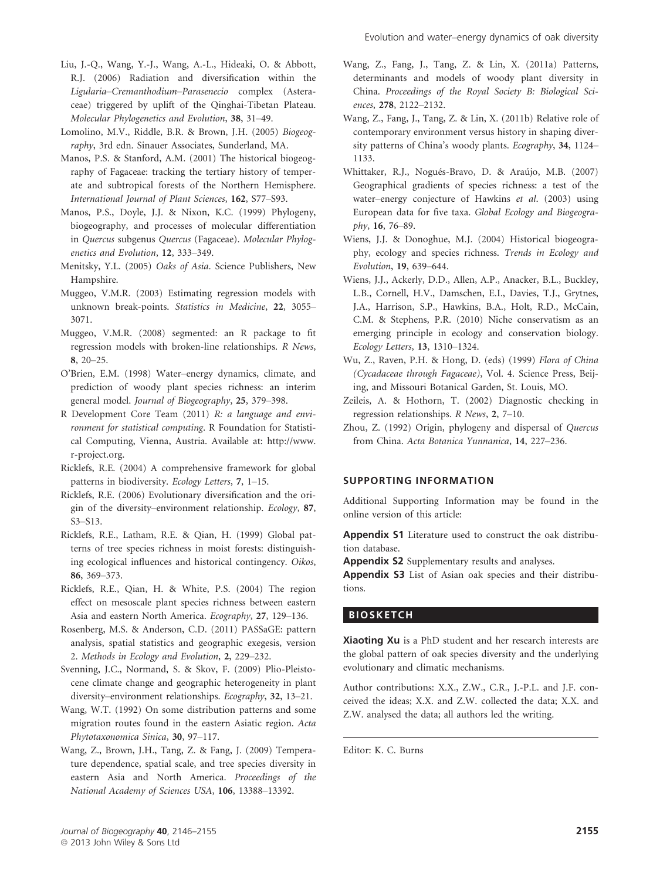Liu, J.-Q., Wang, Y.-J., Wang, A.-L., Hideaki, O. & Abbott, R.J. (2006) Radiation and diversification within the *Ligularia–Cremanthodium–Parasenecio* complex (Asteraceae) triggered by uplift of the Qinghai-Tibetan Plateau. *Molecular Phylogenetics and Evolution*, **38**, 31–49.

Lomolino, M.V., Riddle, B.R. & Brown, J.H. (2005) *Biogeography*, 3rd edn. Sinauer Associates, Sunderland, MA.

Manos, P.S. & Stanford, A.M. (2001) The historical biogeography of Fagaceae: tracking the tertiary history of temperate and subtropical forests of the Northern Hemisphere. *International Journal of Plant Sciences*, **162**, S77–S93.

Manos, P.S., Doyle, J.J. & Nixon, K.C. (1999) Phylogeny, biogeography, and processes of molecular differentiation in *Quercus* subgenus *Quercus* (Fagaceae). *Molecular Phylogenetics and Evolution*, **12**, 333–349.

Menitsky, Y.L. (2005) *Oaks of Asia*. Science Publishers, New Hampshire.

Muggeo, V.M.R. (2003) Estimating regression models with unknown break-points. *Statistics in Medicine*, **22**, 3055–3071.

Muggeo, V.M.R. (2008) segmented: an R package to fit regression models with broken-line relationships. *R News*, **8**, 20–25.

O'Brien, E.M. (1998) Water–energy dynamics, climate, and prediction of woody plant species richness: an interim general model. *Journal of Biogeography*, **25**, 379–398.

R Development Core Team (2011) *R: a language and environment for statistical computing*. R Foundation for Statistical Computing, Vienna, Austria. Available at: http://www.r-project.org.

Ricklefs, R.E. (2004) A comprehensive framework for global patterns in biodiversity. *Ecology Letters*, **7**, 1–15.

Ricklefs, R.E. (2006) Evolutionary diversification and the origin of the diversity–environment relationship. *Ecology*, **87**, S3–S13.

Ricklefs, R.E., Latham, R.E. & Qian, H. (1999) Global patterns of tree species richness in moist forests: distinguishing ecological influences and historical contingency. *Oikos*, **86**, 369–373.

Ricklefs, R.E., Qian, H. & White, P.S. (2004) The region effect on mesoscale plant species richness between eastern Asia and eastern North America. *Ecography*, **27**, 129–136.

Rosenberg, M.S. & Anderson, C.D. (2011) PASSaGE: pattern analysis, spatial statistics and geographic exegesis, version 2. *Methods in Ecology and Evolution*, **2**, 229–232.

Svenning, J.C., Normand, S. & Skov, F. (2009) Plio-Pleistocene climate change and geographic heterogeneity in plant diversity–environment relationships. *Ecography*, **32**, 13–21.

Wang, W.T. (1992) On some distribution patterns and some migration routes found in the eastern Asiatic region. *Acta Phytotaxonomica Sinica*, **30**, 97–117.

Wang, Z., Brown, J.H., Tang, Z. & Fang, J. (2009) Temperature dependence, spatial scale, and tree species diversity in eastern Asia and North America. *Proceedings of the National Academy of Sciences USA*, **106**, 13388–13392.

Wang, Z., Fang, J., Tang, Z. & Lin, X. (2011a) Patterns, determinants and models of woody plant diversity in China. *Proceedings of the Royal Society B: Biological Sciences*, **278**, 2122–2132.

Wang, Z., Fang, J., Tang, Z. & Lin, X. (2011b) Relative role of contemporary environment versus history in shaping diversity patterns of China's woody plants. *Ecography*, **34**, 1124–1133.

Whittaker, R.J., Nogués-Bravo, D. & Araújo, M.B. (2007) Geographical gradients of species richness: a test of the water–energy conjecture of Hawkins *et al*. (2003) using European data for five taxa. *Global Ecology and Biogeography*, **16**, 76–89.

Wiens, J.J. & Donoghue, M.J. (2004) Historical biogeography, ecology and species richness. *Trends in Ecology and Evolution*, **19**, 639–644.

Wiens, J.J., Ackerly, D.D., Allen, A.P., Anacker, B.L., Buckley, L.B., Cornell, H.V., Damschen, E.I., Davies, T.J., Grytnes, J.A., Harrison, S.P., Hawkins, B.A., Holt, R.D., McCain, C.M. & Stephens, P.R. (2010) Niche conservatism as an emerging principle in ecology and conservation biology. *Ecology Letters*, **13**, 1310–1324.

Wu, Z., Raven, P.H. & Hong, D. (eds) (1999) *Flora of China (Cycadaceae through Fagaceae)*, Vol. 4. Science Press, Beijing, and Missouri Botanical Garden, St. Louis, MO.

Zeileis, A. & Hothorn, T. (2002) Diagnostic checking in regression relationships. *R News*, **2**, 7–10.

Zhou, Z. (1992) Origin, phylogeny and dispersal of *Quercus* from China. *Acta Botanica Yunnanica*, **14**, 227–236.

## SUPPORTING INFORMATION

Additional Supporting Information may be found in the online version of this article:

**Appendix S1** Literature used to construct the oak distribution database.

**Appendix S2** Supplementary results and analyses.

**Appendix S3** List of Asian oak species and their distributions.

## BIOSKETCH

**Xiaoting Xu** is a PhD student and her research interests are the global pattern of oak species diversity and the underlying evolutionary and climatic mechanisms.

Author contributions: X.X., Z.W., C.R., J.-P.L. and J.F. conceived the ideas; X.X. and Z.W. collected the data; X.X. and Z.W. analysed the data; all authors led the writing.

Editor: K. C. Burns